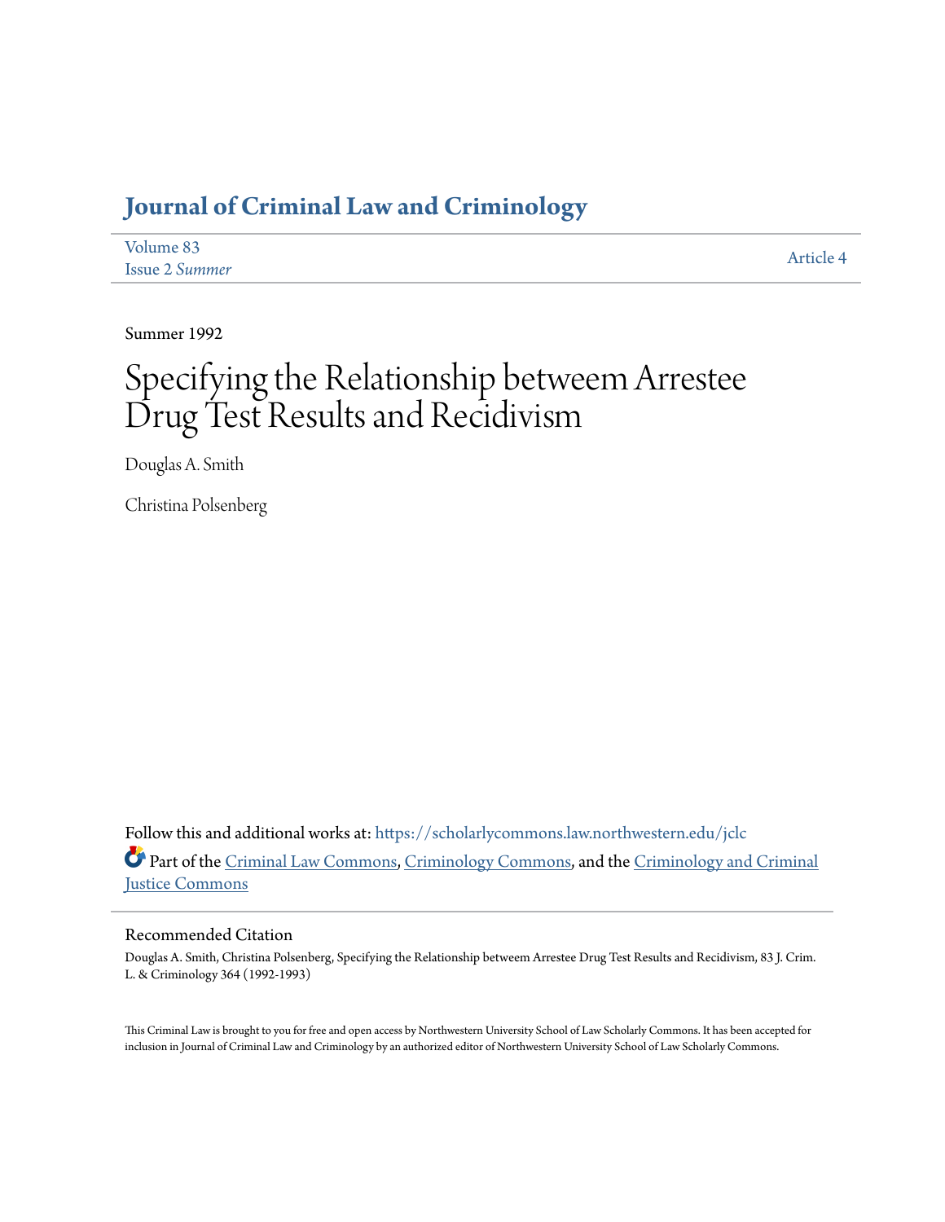# Journal of Criminal Law and Criminology

Volume 83
Issue 2 *Summer*

Article 4

Summer 1992

# Specifying the Relationship betweem Arrestee Drug Test Results and Recidivism

Douglas A. Smith

Christina Polsenberg

Follow this and additional works at: https://scholarlycommons.law.northwestern.edu/jclc

Part of the Criminal Law Commons, Criminology Commons, and the Criminology and Criminal Justice Commons

## Recommended Citation

Douglas A. Smith, Christina Polsenberg, Specifying the Relationship betweem Arrestee Drug Test Results and Recidivism, 83 J. Crim. L. & Criminology 364 (1992-1993)

This Criminal Law is brought to you for free and open access by Northwestern University School of Law Scholarly Commons. It has been accepted for inclusion in Journal of Criminal Law and Criminology by an authorized editor of Northwestern University School of Law Scholarly Commons.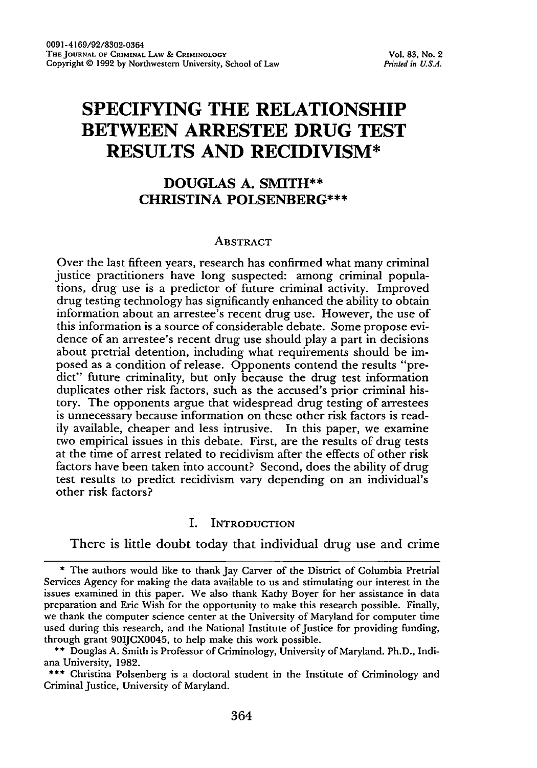0091-4169/92/8302-0364
THE JOURNAL OF CRIMINAL LAW & CRIMINOLOGY
Copyright © 1992 by Northwestern University, School of Law

Vol. 83, No. 2
*Printed in U.S.A.*

# SPECIFYING THE RELATIONSHIP BETWEEN ARRESTEE DRUG TEST RESULTS AND RECIDIVISM*

## DOUGLAS A. SMITH**
## CHRISTINA POLSENBERG***

### ABSTRACT

Over the last fifteen years, research has confirmed what many criminal justice practitioners have long suspected: among criminal populations, drug use is a predictor of future criminal activity. Improved drug testing technology has significantly enhanced the ability to obtain information about an arrestee's recent drug use. However, the use of this information is a source of considerable debate. Some propose evidence of an arrestee's recent drug use should play a part in decisions about pretrial detention, including what requirements should be imposed as a condition of release. Opponents contend the results "predict" future criminality, but only because the drug test information duplicates other risk factors, such as the accused's prior criminal history. The opponents argue that widespread drug testing of arrestees is unnecessary because information on these other risk factors is readily available, cheaper and less intrusive. In this paper, we examine two empirical issues in this debate. First, are the results of drug tests at the time of arrest related to recidivism after the effects of other risk factors have been taken into account? Second, does the ability of drug test results to predict recidivism vary depending on an individual's other risk factors?

## I. INTRODUCTION

There is little doubt today that individual drug use and crime

---

\* The authors would like to thank Jay Carver of the District of Columbia Pretrial Services Agency for making the data available to us and stimulating our interest in the issues examined in this paper. We also thank Kathy Boyer for her assistance in data preparation and Eric Wish for the opportunity to make this research possible. Finally, we thank the computer science center at the University of Maryland for computer time used during this research, and the National Institute of Justice for providing funding, through grant 90IJCX0045, to help make this work possible.

\*\* Douglas A. Smith is Professor of Criminology, University of Maryland. Ph.D., Indiana University, 1982.

\*\*\* Christina Polsenberg is a doctoral student in the Institute of Criminology and Criminal Justice, University of Maryland.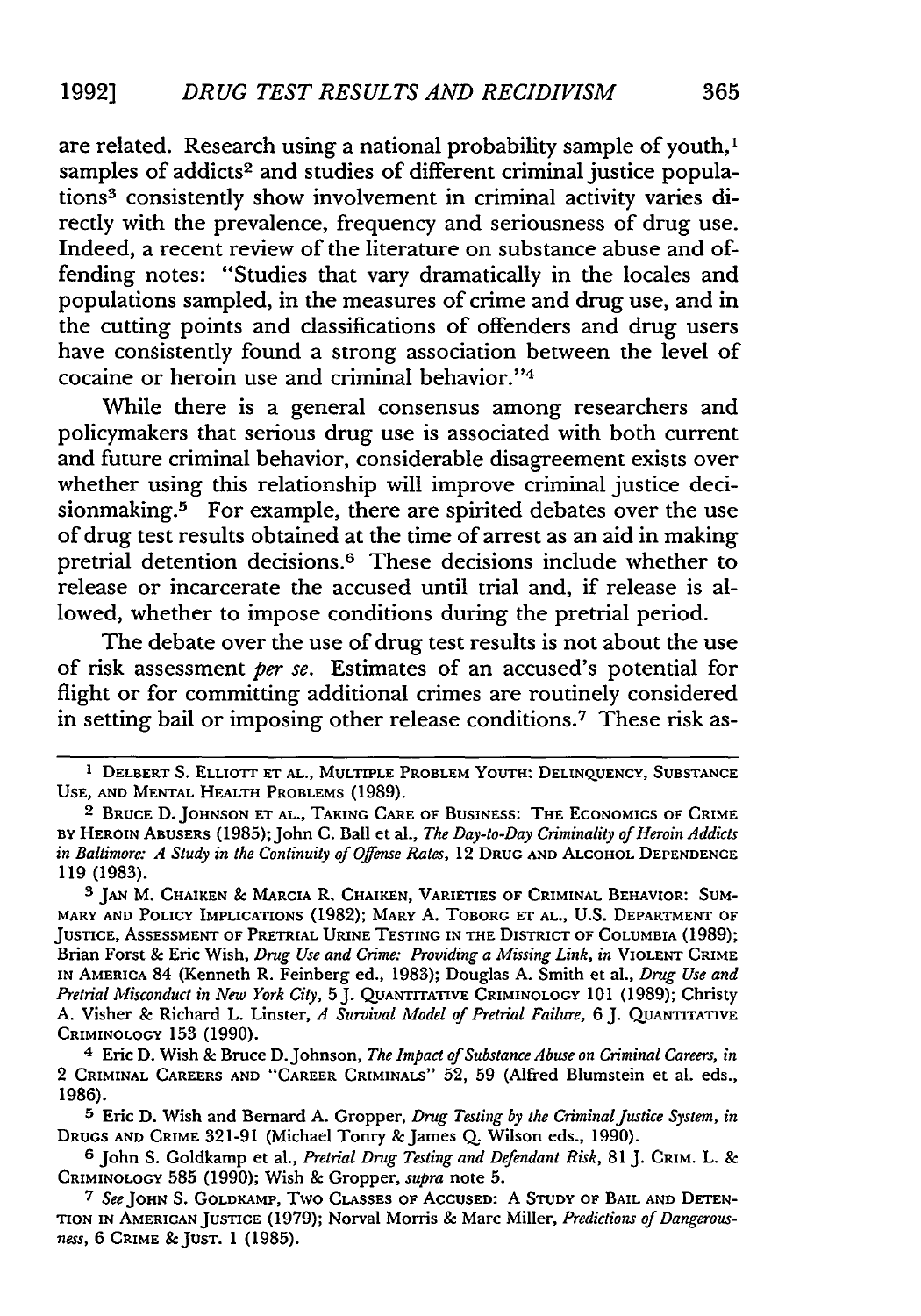are related. Research using a national probability sample of youth,[1] samples of addicts[2] and studies of different criminal justice populations[3] consistently show involvement in criminal activity varies directly with the prevalence, frequency and seriousness of drug use. Indeed, a recent review of the literature on substance abuse and offending notes: "Studies that vary dramatically in the locales and populations sampled, in the measures of crime and drug use, and in the cutting points and classifications of offenders and drug users have consistently found a strong association between the level of cocaine or heroin use and criminal behavior."[4]

While there is a general consensus among researchers and policymakers that serious drug use is associated with both current and future criminal behavior, considerable disagreement exists over whether using this relationship will improve criminal justice decisionmaking.[5] For example, there are spirited debates over the use of drug test results obtained at the time of arrest as an aid in making pretrial detention decisions.[6] These decisions include whether to release or incarcerate the accused until trial and, if release is allowed, whether to impose conditions during the pretrial period.

The debate over the use of drug test results is not about the use of risk assessment *per se*. Estimates of an accused's potential for flight or for committing additional crimes are routinely considered in setting bail or imposing other release conditions.[7] These risk as-

---

[1] DELBERT S. ELLIOTT ET AL., MULTIPLE PROBLEM YOUTH: DELINQUENCY, SUBSTANCE USE, AND MENTAL HEALTH PROBLEMS (1989).

[2] BRUCE D. JOHNSON ET AL., TAKING CARE OF BUSINESS: THE ECONOMICS OF CRIME BY HEROIN ABUSERS (1985); John C. Ball et al., *The Day-to-Day Criminality of Heroin Addicts in Baltimore: A Study in the Continuity of Offense Rates*, 12 DRUG AND ALCOHOL DEPENDENCE 119 (1983).

[3] JAN M. CHAIKEN & MARCIA R. CHAIKEN, VARIETIES OF CRIMINAL BEHAVIOR: SUMMARY AND POLICY IMPLICATIONS (1982); MARY A. TOBORG ET AL., U.S. DEPARTMENT OF JUSTICE, ASSESSMENT OF PRETRIAL URINE TESTING IN THE DISTRICT OF COLUMBIA (1989); Brian Forst & Eric Wish, *Drug Use and Crime: Providing a Missing Link*, *in* VIOLENT CRIME IN AMERICA 84 (Kenneth R. Feinberg ed., 1983); Douglas A. Smith et al., *Drug Use and Pretrial Misconduct in New York City*, 5 J. QUANTITATIVE CRIMINOLOGY 101 (1989); Christy A. Visher & Richard L. Linster, *A Survival Model of Pretrial Failure*, 6 J. QUANTITATIVE CRIMINOLOGY 153 (1990).

[4] Eric D. Wish & Bruce D. Johnson, *The Impact of Substance Abuse on Criminal Careers*, *in* 2 CRIMINAL CAREERS AND "CAREER CRIMINALS" 52, 59 (Alfred Blumstein et al. eds., 1986).

[5] Eric D. Wish and Bernard A. Gropper, *Drug Testing by the Criminal Justice System*, *in* DRUGS AND CRIME 321-91 (Michael Tonry & James Q. Wilson eds., 1990).

[6] John S. Goldkamp et al., *Pretrial Drug Testing and Defendant Risk*, 81 J. CRIM. L. & CRIMINOLOGY 585 (1990); Wish & Gropper, *supra* note 5.

[7] *See* JOHN S. GOLDKAMP, TWO CLASSES OF ACCUSED: A STUDY OF BAIL AND DETENTION IN AMERICAN JUSTICE (1979); Norval Morris & Marc Miller, *Predictions of Dangerousness*, 6 CRIME & JUST. 1 (1985).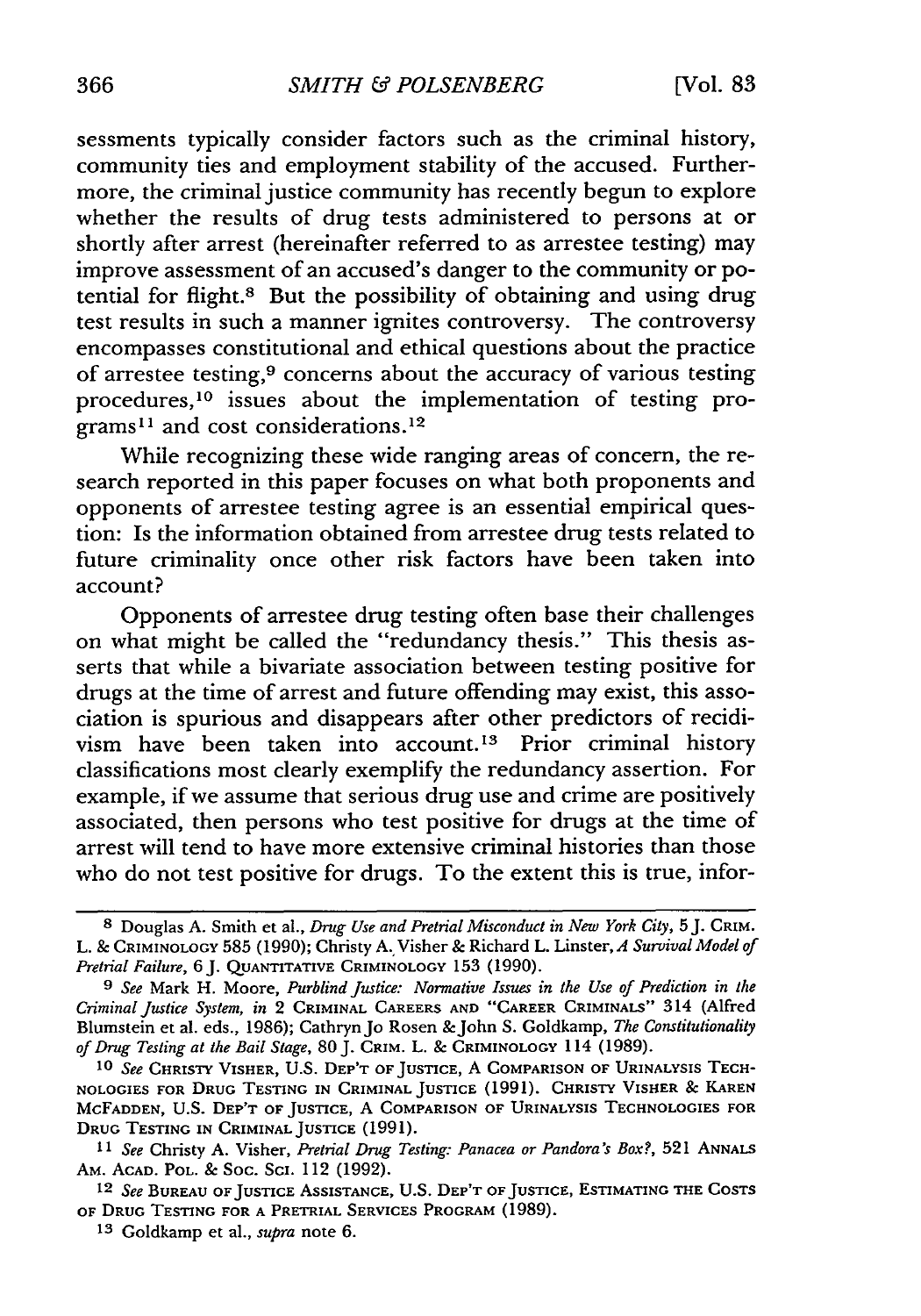sessments typically consider factors such as the criminal history, community ties and employment stability of the accused. Furthermore, the criminal justice community has recently begun to explore whether the results of drug tests administered to persons at or shortly after arrest (hereinafter referred to as arrestee testing) may improve assessment of an accused's danger to the community or potential for flight.[8] But the possibility of obtaining and using drug test results in such a manner ignites controversy. The controversy encompasses constitutional and ethical questions about the practice of arrestee testing,[9] concerns about the accuracy of various testing procedures,[10] issues about the implementation of testing programs[11] and cost considerations.[12]

While recognizing these wide ranging areas of concern, the research reported in this paper focuses on what both proponents and opponents of arrestee testing agree is an essential empirical question: Is the information obtained from arrestee drug tests related to future criminality once other risk factors have been taken into account?

Opponents of arrestee drug testing often base their challenges on what might be called the "redundancy thesis." This thesis asserts that while a bivariate association between testing positive for drugs at the time of arrest and future offending may exist, this association is spurious and disappears after other predictors of recidivism have been taken into account.[13] Prior criminal history classifications most clearly exemplify the redundancy assertion. For example, if we assume that serious drug use and crime are positively associated, then persons who test positive for drugs at the time of arrest will tend to have more extensive criminal histories than those who do not test positive for drugs. To the extent this is true, infor-

---

[8] Douglas A. Smith et al., *Drug Use and Pretrial Misconduct in New York City*, 5 J. CRIM. L. & CRIMINOLOGY 585 (1990); Christy A. Visher & Richard L. Linster, *A Survival Model of Pretrial Failure*, 6 J. QUANTITATIVE CRIMINOLOGY 153 (1990).

[9] *See* Mark H. Moore, *Purblind Justice: Normative Issues in the Use of Prediction in the Criminal Justice System*, *in* 2 CRIMINAL CAREERS AND "CAREER CRIMINALS" 314 (Alfred Blumstein et al. eds., 1986); Cathryn Jo Rosen & John S. Goldkamp, *The Constitutionality of Drug Testing at the Bail Stage*, 80 J. CRIM. L. & CRIMINOLOGY 114 (1989).

[10] *See* CHRISTY VISHER, U.S. DEP'T OF JUSTICE, A COMPARISON OF URINALYSIS TECHNOLOGIES FOR DRUG TESTING IN CRIMINAL JUSTICE (1991). CHRISTY VISHER & KAREN MCFADDEN, U.S. DEP'T OF JUSTICE, A COMPARISON OF URINALYSIS TECHNOLOGIES FOR DRUG TESTING IN CRIMINAL JUSTICE (1991).

[11] *See* Christy A. Visher, *Pretrial Drug Testing: Panacea or Pandora's Box?*, 521 ANNALS AM. ACAD. POL. & SOC. SCI. 112 (1992).

[12] *See* BUREAU OF JUSTICE ASSISTANCE, U.S. DEP'T OF JUSTICE, ESTIMATING THE COSTS OF DRUG TESTING FOR A PRETRIAL SERVICES PROGRAM (1989).

[13] Goldkamp et al., *supra* note 6.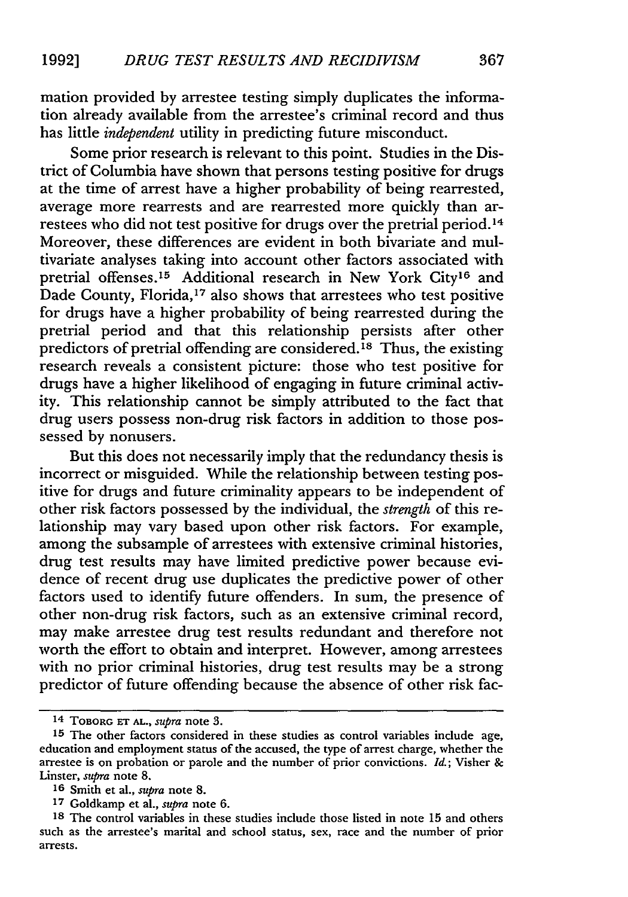mation provided by arrestee testing simply duplicates the information already available from the arrestee's criminal record and thus has little *independent* utility in predicting future misconduct.

Some prior research is relevant to this point. Studies in the District of Columbia have shown that persons testing positive for drugs at the time of arrest have a higher probability of being rearrested, average more rearrests and are rearrested more quickly than arrestees who did not test positive for drugs over the pretrial period.[14] Moreover, these differences are evident in both bivariate and multivariate analyses taking into account other factors associated with pretrial offenses.[15] Additional research in New York City[16] and Dade County, Florida,[17] also shows that arrestees who test positive for drugs have a higher probability of being rearrested during the pretrial period and that this relationship persists after other predictors of pretrial offending are considered.[18] Thus, the existing research reveals a consistent picture: those who test positive for drugs have a higher likelihood of engaging in future criminal activity. This relationship cannot be simply attributed to the fact that drug users possess non-drug risk factors in addition to those possessed by nonusers.

But this does not necessarily imply that the redundancy thesis is incorrect or misguided. While the relationship between testing positive for drugs and future criminality appears to be independent of other risk factors possessed by the individual, the *strength* of this relationship may vary based upon other risk factors. For example, among the subsample of arrestees with extensive criminal histories, drug test results may have limited predictive power because evidence of recent drug use duplicates the predictive power of other factors used to identify future offenders. In sum, the presence of other non-drug risk factors, such as an extensive criminal record, may make arrestee drug test results redundant and therefore not worth the effort to obtain and interpret. However, among arrestees with no prior criminal histories, drug test results may be a strong predictor of future offending because the absence of other risk fac-

---

[14] TOBORG ET AL., *supra* note 3.

[15] The other factors considered in these studies as control variables include age, education and employment status of the accused, the type of arrest charge, whether the arrestee is on probation or parole and the number of prior convictions. *Id.*; Visher & Linster, *supra* note 8.

[16] Smith et al., *supra* note 8.

[17] Goldkamp et al., *supra* note 6.

[18] The control variables in these studies include those listed in note 15 and others such as the arrestee's marital and school status, sex, race and the number of prior arrests.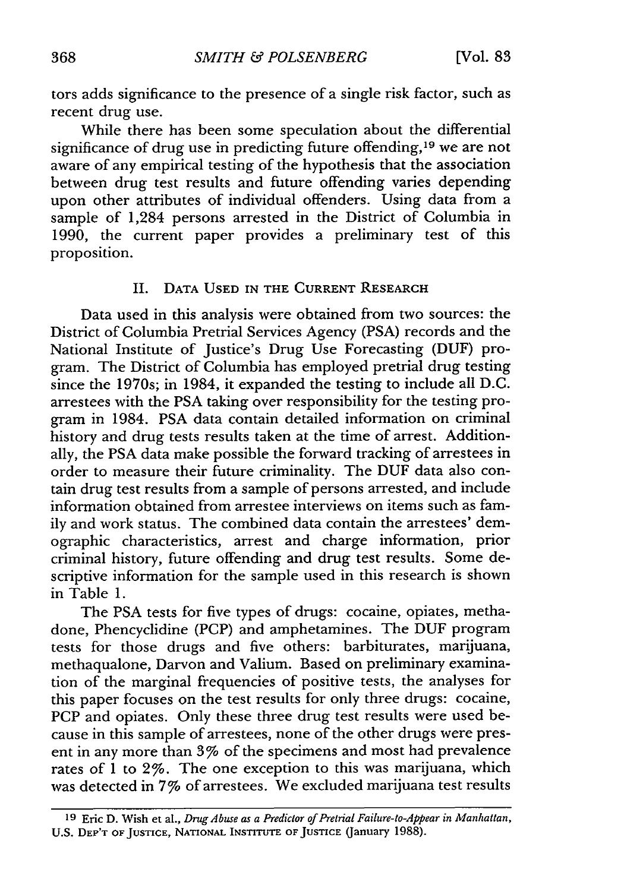tors adds significance to the presence of a single risk factor, such as recent drug use.

While there has been some speculation about the differential significance of drug use in predicting future offending,[19] we are not aware of any empirical testing of the hypothesis that the association between drug test results and future offending varies depending upon other attributes of individual offenders. Using data from a sample of 1,284 persons arrested in the District of Columbia in 1990, the current paper provides a preliminary test of this proposition.

## II. Data Used in the Current Research

Data used in this analysis were obtained from two sources: the District of Columbia Pretrial Services Agency (PSA) records and the National Institute of Justice's Drug Use Forecasting (DUF) program. The District of Columbia has employed pretrial drug testing since the 1970s; in 1984, it expanded the testing to include all D.C. arrestees with the PSA taking over responsibility for the testing program in 1984. PSA data contain detailed information on criminal history and drug tests results taken at the time of arrest. Additionally, the PSA data make possible the forward tracking of arrestees in order to measure their future criminality. The DUF data also contain drug test results from a sample of persons arrested, and include information obtained from arrestee interviews on items such as family and work status. The combined data contain the arrestees' demographic characteristics, arrest and charge information, prior criminal history, future offending and drug test results. Some descriptive information for the sample used in this research is shown in Table 1.

The PSA tests for five types of drugs: cocaine, opiates, methadone, Phencyclidine (PCP) and amphetamines. The DUF program tests for those drugs and five others: barbiturates, marijuana, methaqualone, Darvon and Valium. Based on preliminary examination of the marginal frequencies of positive tests, the analyses for this paper focuses on the test results for only three drugs: cocaine, PCP and opiates. Only these three drug test results were used because in this sample of arrestees, none of the other drugs were present in any more than 3% of the specimens and most had prevalence rates of 1 to 2%. The one exception to this was marijuana, which was detected in 7% of arrestees. We excluded marijuana test results

---

[19] Eric D. Wish et al., *Drug Abuse as a Predictor of Pretrial Failure-to-Appear in Manhattan*, U.S. Dep't of Justice, National Institute of Justice (January 1988).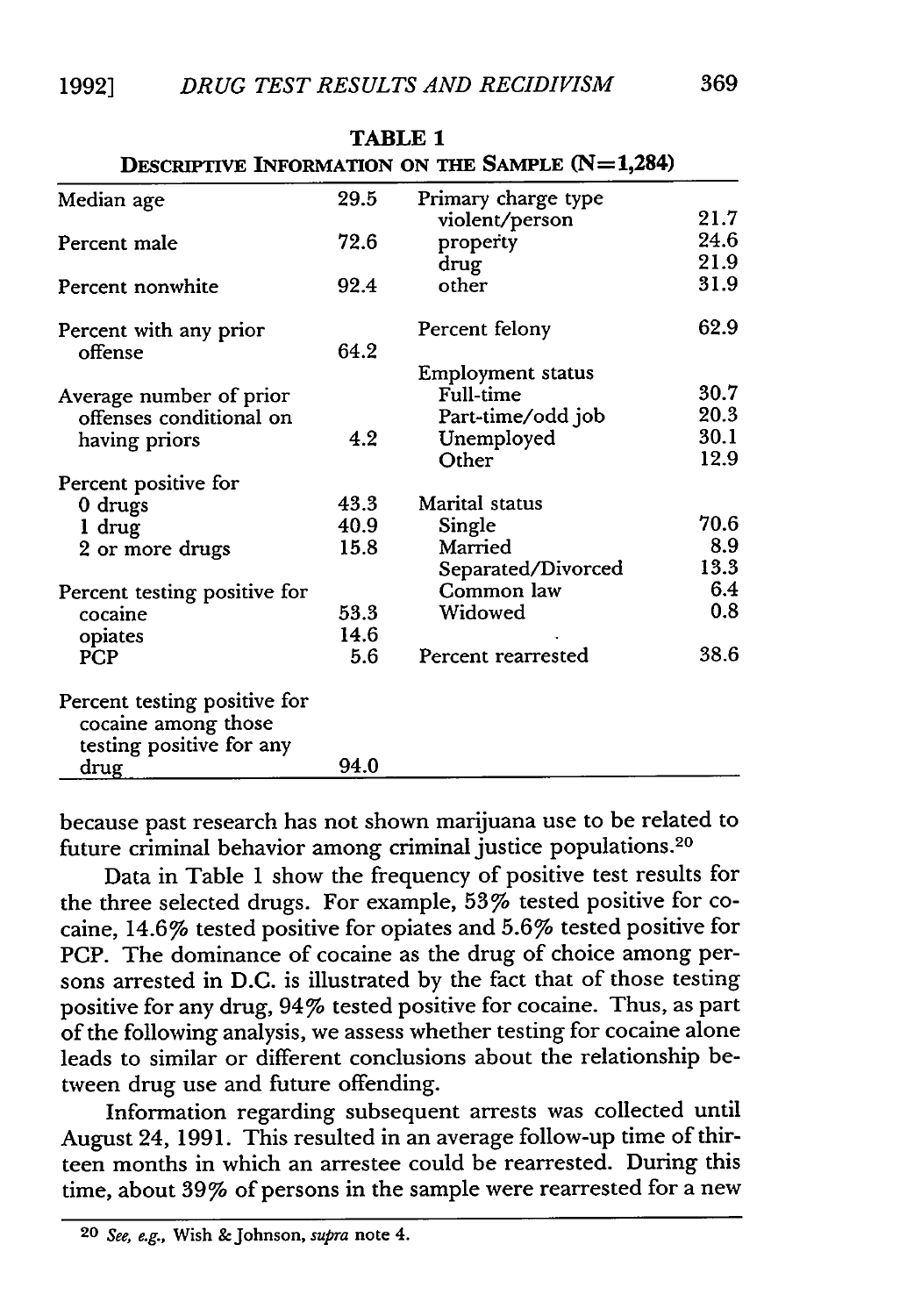**TABLE 1**

**Descriptive Information on the Sample (N=1,284)**

| | | | |
|---|---|---|---|
| Median age | 29.5 | Primary charge type | |
| | | violent/person | 21.7 |
| Percent male | 72.6 | property | 24.6 |
| | | drug | 21.9 |
| Percent nonwhite | 92.4 | other | 31.9 |
| Percent with any prior offense | 64.2 | Percent felony | 62.9 |
| | | Employment status | |
| Average number of prior offenses conditional on having priors | 4.2 | Full-time | 30.7 |
| | | Part-time/odd job | 20.3 |
| | | Unemployed | 30.1 |
| | | Other | 12.9 |
| Percent positive for | | Marital status | |
| 0 drugs | 43.3 | Single | 70.6 |
| 1 drug | 40.9 | Married | 8.9 |
| 2 or more drugs | 15.8 | Separated/Divorced | 13.3 |
| Percent testing positive for | | Common law | 6.4 |
| cocaine | 53.3 | Widowed | 0.8 |
| opiates | 14.6 | | |
| PCP | 5.6 | Percent rearrested | 38.6 |
| Percent testing positive for cocaine among those testing positive for any drug | 94.0 | | |

because past research has not shown marijuana use to be related to future criminal behavior among criminal justice populations.[20]

Data in Table 1 show the frequency of positive test results for the three selected drugs. For example, 53% tested positive for cocaine, 14.6% tested positive for opiates and 5.6% tested positive for PCP. The dominance of cocaine as the drug of choice among persons arrested in D.C. is illustrated by the fact that of those testing positive for any drug, 94% tested positive for cocaine. Thus, as part of the following analysis, we assess whether testing for cocaine alone leads to similar or different conclusions about the relationship between drug use and future offending.

Information regarding subsequent arrests was collected until August 24, 1991. This resulted in an average follow-up time of thirteen months in which an arrestee could be rearrested. During this time, about 39% of persons in the sample were rearrested for a new

---

[20] *See, e.g.*, Wish & Johnson, *supra* note 4.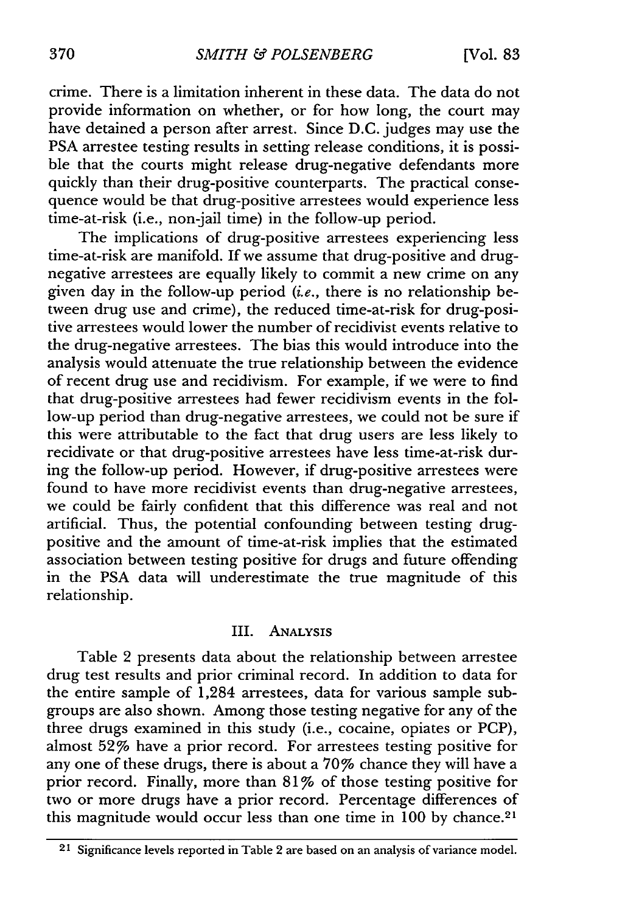crime. There is a limitation inherent in these data. The data do not provide information on whether, or for how long, the court may have detained a person after arrest. Since D.C. judges may use the PSA arrestee testing results in setting release conditions, it is possible that the courts might release drug-negative defendants more quickly than their drug-positive counterparts. The practical consequence would be that drug-positive arrestees would experience less time-at-risk (i.e., non-jail time) in the follow-up period.

The implications of drug-positive arrestees experiencing less time-at-risk are manifold. If we assume that drug-positive and drug-negative arrestees are equally likely to commit a new crime on any given day in the follow-up period (*i.e.*, there is no relationship between drug use and crime), the reduced time-at-risk for drug-positive arrestees would lower the number of recidivist events relative to the drug-negative arrestees. The bias this would introduce into the analysis would attenuate the true relationship between the evidence of recent drug use and recidivism. For example, if we were to find that drug-positive arrestees had fewer recidivism events in the follow-up period than drug-negative arrestees, we could not be sure if this were attributable to the fact that drug users are less likely to recidivate or that drug-positive arrestees have less time-at-risk during the follow-up period. However, if drug-positive arrestees were found to have more recidivist events than drug-negative arrestees, we could be fairly confident that this difference was real and not artificial. Thus, the potential confounding between testing drug-positive and the amount of time-at-risk implies that the estimated association between testing positive for drugs and future offending in the PSA data will underestimate the true magnitude of this relationship.

## III. Analysis

Table 2 presents data about the relationship between arrestee drug test results and prior criminal record. In addition to data for the entire sample of 1,284 arrestees, data for various sample subgroups are also shown. Among those testing negative for any of the three drugs examined in this study (i.e., cocaine, opiates or PCP), almost 52% have a prior record. For arrestees testing positive for any one of these drugs, there is about a 70% chance they will have a prior record. Finally, more than 81% of those testing positive for two or more drugs have a prior record. Percentage differences of this magnitude would occur less than one time in 100 by chance.[21]

[21] Significance levels reported in Table 2 are based on an analysis of variance model.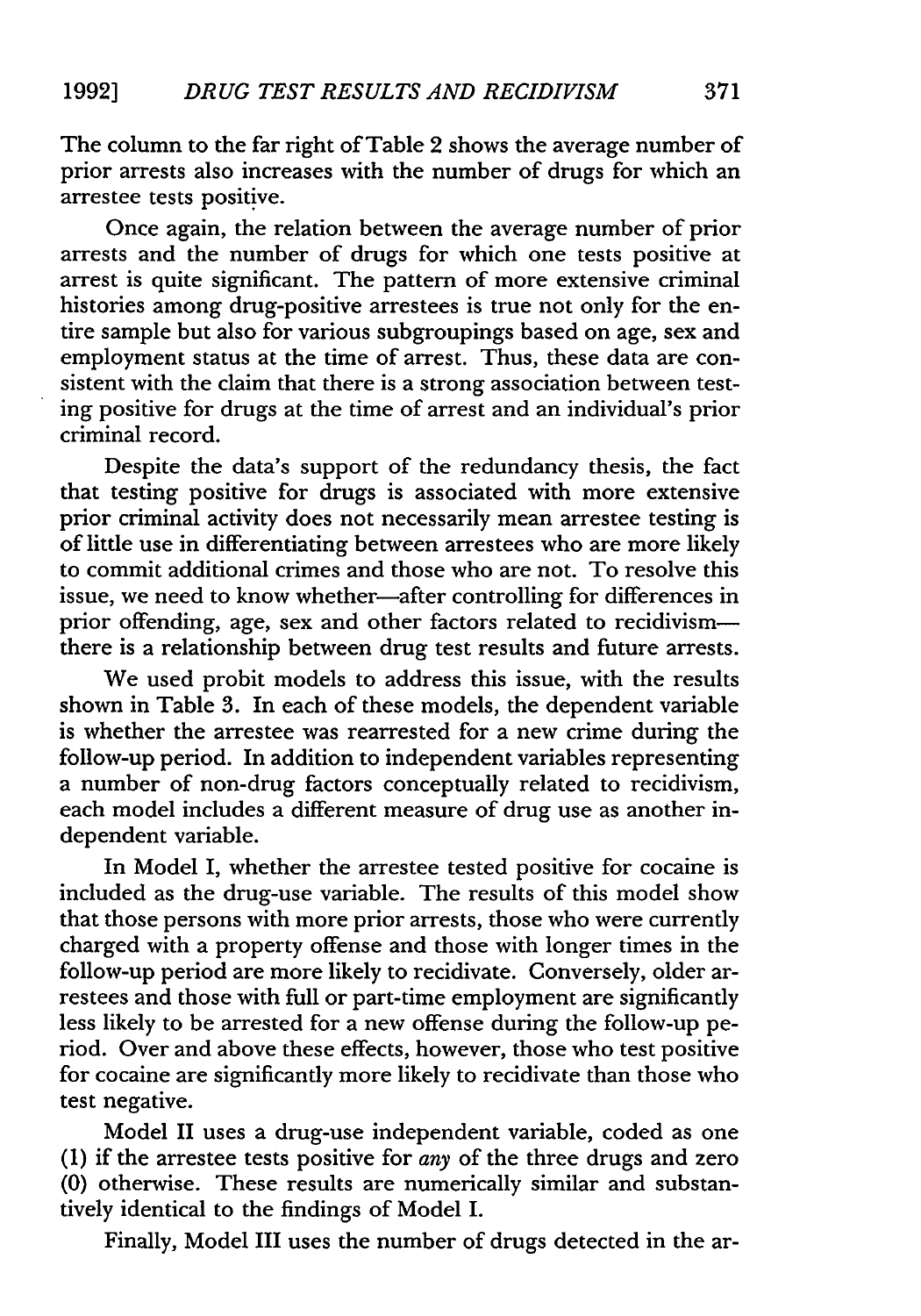The column to the far right of Table 2 shows the average number of prior arrests also increases with the number of drugs for which an arrestee tests positive.

Once again, the relation between the average number of prior arrests and the number of drugs for which one tests positive at arrest is quite significant. The pattern of more extensive criminal histories among drug-positive arrestees is true not only for the entire sample but also for various subgroupings based on age, sex and employment status at the time of arrest. Thus, these data are consistent with the claim that there is a strong association between testing positive for drugs at the time of arrest and an individual's prior criminal record.

Despite the data's support of the redundancy thesis, the fact that testing positive for drugs is associated with more extensive prior criminal activity does not necessarily mean arrestee testing is of little use in differentiating between arrestees who are more likely to commit additional crimes and those who are not. To resolve this issue, we need to know whether—after controlling for differences in prior offending, age, sex and other factors related to recidivism—there is a relationship between drug test results and future arrests.

We used probit models to address this issue, with the results shown in Table 3. In each of these models, the dependent variable is whether the arrestee was rearrested for a new crime during the follow-up period. In addition to independent variables representing a number of non-drug factors conceptually related to recidivism, each model includes a different measure of drug use as another independent variable.

In Model I, whether the arrestee tested positive for cocaine is included as the drug-use variable. The results of this model show that those persons with more prior arrests, those who were currently charged with a property offense and those with longer times in the follow-up period are more likely to recidivate. Conversely, older arrestees and those with full or part-time employment are significantly less likely to be arrested for a new offense during the follow-up period. Over and above these effects, however, those who test positive for cocaine are significantly more likely to recidivate than those who test negative.

Model II uses a drug-use independent variable, coded as one (1) if the arrestee tests positive for *any* of the three drugs and zero (0) otherwise. These results are numerically similar and substantively identical to the findings of Model I.

Finally, Model III uses the number of drugs detected in the ar-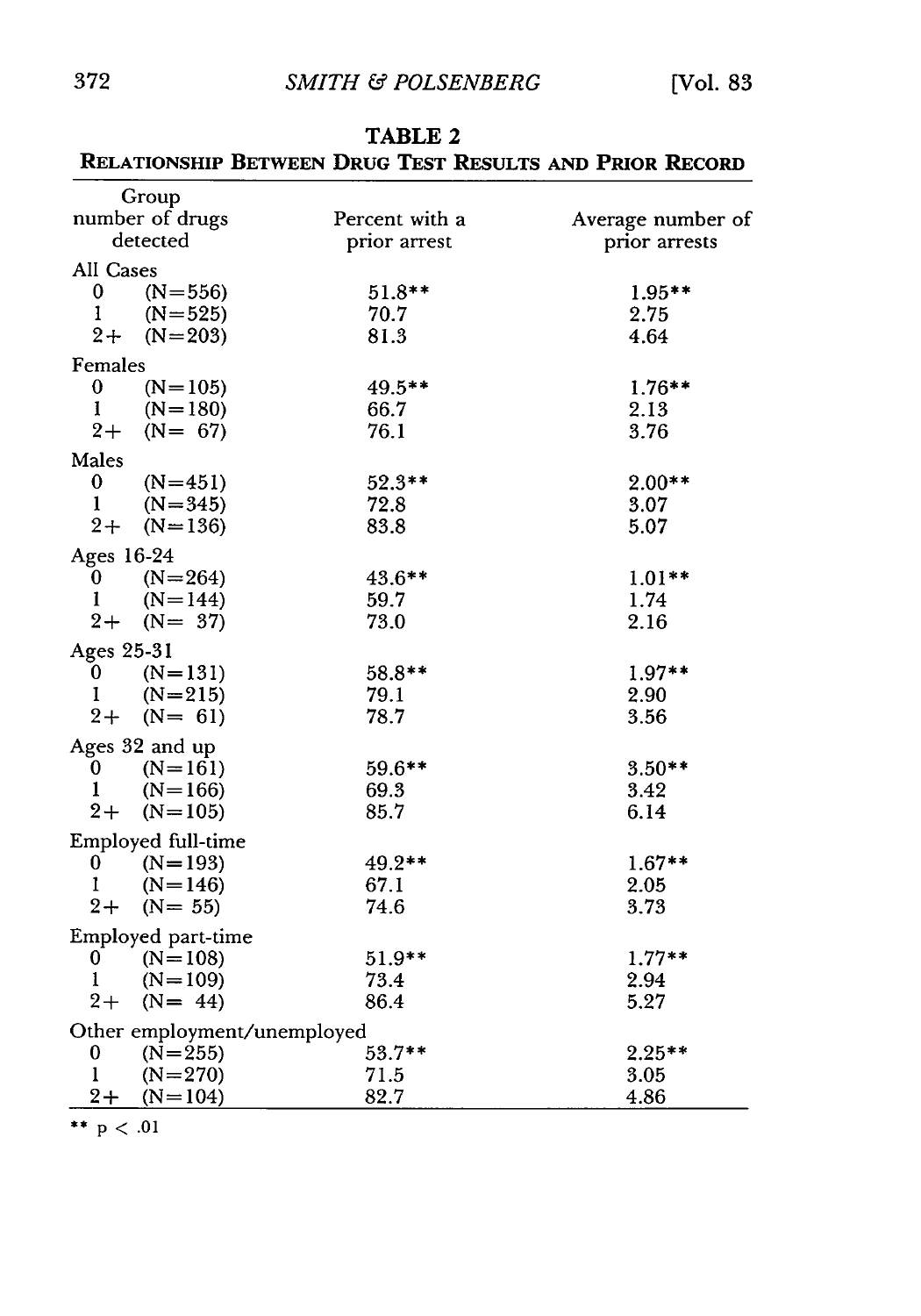**TABLE 2**

**RELATIONSHIP BETWEEN DRUG TEST RESULTS AND PRIOR RECORD**

| Group number of drugs detected | Percent with a prior arrest | Average number of prior arrests |
|---|---|---|
| **All Cases** | | |
| 0 (N=556) | 51.8** | 1.95** |
| 1 (N=525) | 70.7 | 2.75 |
| 2+ (N=203) | 81.3 | 4.64 |
| **Females** | | |
| 0 (N=105) | 49.5** | 1.76** |
| 1 (N=180) | 66.7 | 2.13 |
| 2+ (N= 67) | 76.1 | 3.76 |
| **Males** | | |
| 0 (N=451) | 52.3** | 2.00** |
| 1 (N=345) | 72.8 | 3.07 |
| 2+ (N=136) | 83.8 | 5.07 |
| **Ages 16-24** | | |
| 0 (N=264) | 43.6** | 1.01** |
| 1 (N=144) | 59.7 | 1.74 |
| 2+ (N= 37) | 73.0 | 2.16 |
| **Ages 25-31** | | |
| 0 (N=131) | 58.8** | 1.97** |
| 1 (N=215) | 79.1 | 2.90 |
| 2+ (N= 61) | 78.7 | 3.56 |
| **Ages 32 and up** | | |
| 0 (N=161) | 59.6** | 3.50** |
| 1 (N=166) | 69.3 | 3.42 |
| 2+ (N=105) | 85.7 | 6.14 |
| **Employed full-time** | | |
| 0 (N=193) | 49.2** | 1.67** |
| 1 (N=146) | 67.1 | 2.05 |
| 2+ (N= 55) | 74.6 | 3.73 |
| **Employed part-time** | | |
| 0 (N=108) | 51.9** | 1.77** |
| 1 (N=109) | 73.4 | 2.94 |
| 2+ (N= 44) | 86.4 | 5.27 |
| **Other employment/unemployed** | | |
| 0 (N=255) | 53.7** | 2.25** |
| 1 (N=270) | 71.5 | 3.05 |
| 2+ (N=104) | 82.7 | 4.86 |

** $p < .01$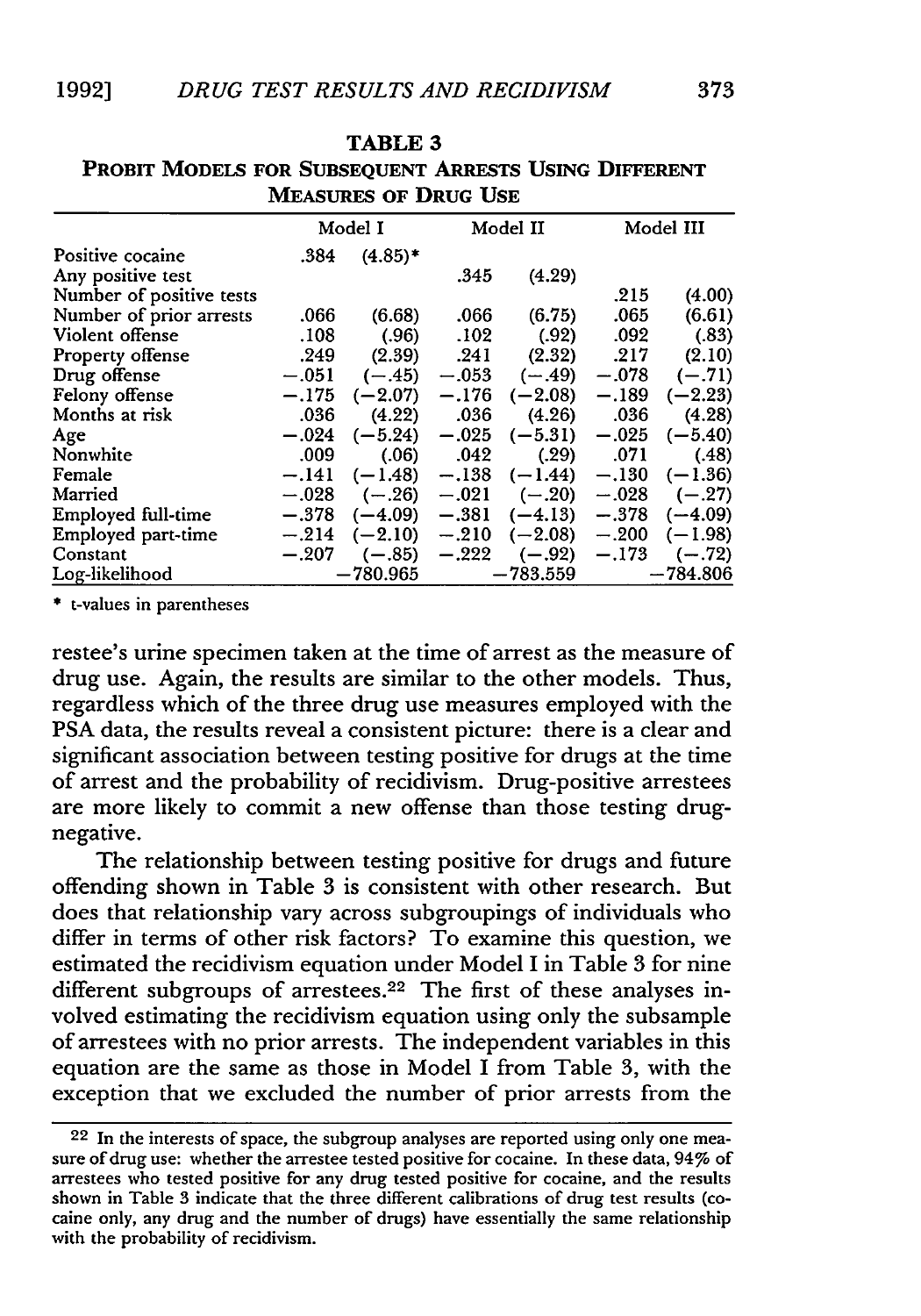**TABLE 3**
**PROBIT MODELS FOR SUBSEQUENT ARRESTS USING DIFFERENT MEASURES OF DRUG USE**

| | Model I | | Model II | | Model III | |
|---|---|---|---|---|---|---|
| Positive cocaine | .384 | (4.85)* | | | | |
| Any positive test | | | .345 | (4.29) | | |
| Number of positive tests | | | | | .215 | (4.00) |
| Number of prior arrests | .066 | (6.68) | .066 | (6.75) | .065 | (6.61) |
| Violent offense | .108 | (.96) | .102 | (.92) | .092 | (.83) |
| Property offense | .249 | (2.39) | .241 | (2.32) | .217 | (2.10) |
| Drug offense | −.051 | (−.45) | −.053 | (−.49) | −.078 | (−.71) |
| Felony offense | −.175 | (−2.07) | −.176 | (−2.08) | −.189 | (−2.23) |
| Months at risk | .036 | (4.22) | .036 | (4.26) | .036 | (4.28) |
| Age | −.024 | (−5.24) | −.025 | (−5.31) | −.025 | (−5.40) |
| Nonwhite | .009 | (.06) | .042 | (.29) | .071 | (.48) |
| Female | −.141 | (−1.48) | −.138 | (−1.44) | −.130 | (−1.36) |
| Married | −.028 | (−.26) | −.021 | (−.20) | −.028 | (−.27) |
| Employed full-time | −.378 | (−4.09) | −.381 | (−4.13) | −.378 | (−4.09) |
| Employed part-time | −.214 | (−2.10) | −.210 | (−2.08) | −.200 | (−1.98) |
| Constant | −.207 | (−.85) | −.222 | (−.92) | −.173 | (−.72) |
| Log-likelihood | −780.965 | | −783.559 | | −784.806 | |

* t-values in parentheses

restee's urine specimen taken at the time of arrest as the measure of drug use. Again, the results are similar to the other models. Thus, regardless which of the three drug use measures employed with the PSA data, the results reveal a consistent picture: there is a clear and significant association between testing positive for drugs at the time of arrest and the probability of recidivism. Drug-positive arrestees are more likely to commit a new offense than those testing drug-negative.

The relationship between testing positive for drugs and future offending shown in Table 3 is consistent with other research. But does that relationship vary across subgroupings of individuals who differ in terms of other risk factors? To examine this question, we estimated the recidivism equation under Model I in Table 3 for nine different subgroups of arrestees.[22] The first of these analyses involved estimating the recidivism equation using only the subsample of arrestees with no prior arrests. The independent variables in this equation are the same as those in Model I from Table 3, with the exception that we excluded the number of prior arrests from the

[22] In the interests of space, the subgroup analyses are reported using only one measure of drug use: whether the arrestee tested positive for cocaine. In these data, 94% of arrestees who tested positive for any drug tested positive for cocaine, and the results shown in Table 3 indicate that the three different calibrations of drug test results (cocaine only, any drug and the number of drugs) have essentially the same relationship with the probability of recidivism.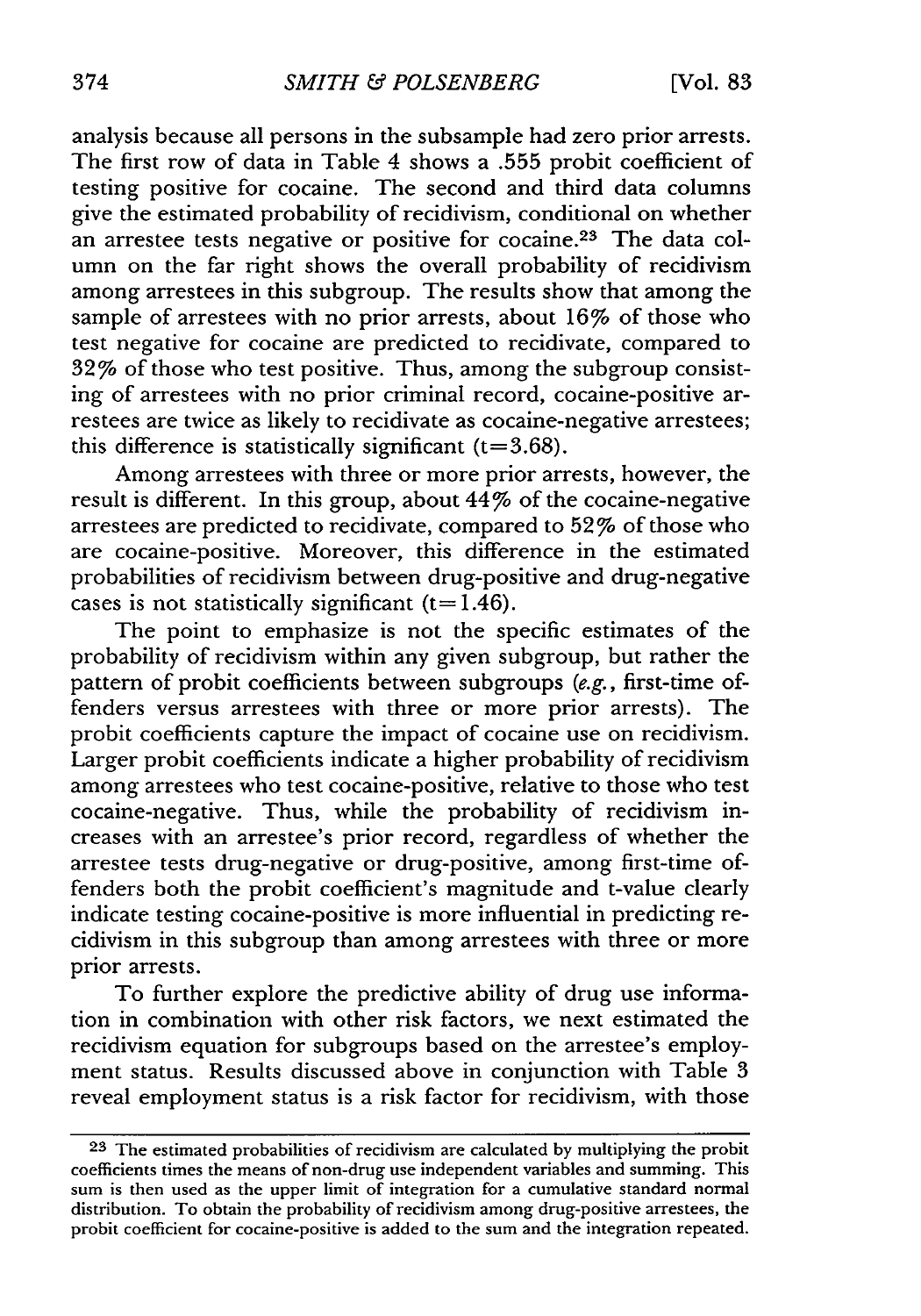analysis because all persons in the subsample had zero prior arrests. The first row of data in Table 4 shows a .555 probit coefficient of testing positive for cocaine. The second and third data columns give the estimated probability of recidivism, conditional on whether an arrestee tests negative or positive for cocaine.[23] The data column on the far right shows the overall probability of recidivism among arrestees in this subgroup. The results show that among the sample of arrestees with no prior arrests, about 16% of those who test negative for cocaine are predicted to recidivate, compared to 32% of those who test positive. Thus, among the subgroup consisting of arrestees with no prior criminal record, cocaine-positive arrestees are twice as likely to recidivate as cocaine-negative arrestees; this difference is statistically significant ($t=3.68$).

Among arrestees with three or more prior arrests, however, the result is different. In this group, about 44% of the cocaine-negative arrestees are predicted to recidivate, compared to 52% of those who are cocaine-positive. Moreover, this difference in the estimated probabilities of recidivism between drug-positive and drug-negative cases is not statistically significant ($t=1.46$).

The point to emphasize is not the specific estimates of the probability of recidivism within any given subgroup, but rather the pattern of probit coefficients between subgroups (*e.g.*, first-time offenders versus arrestees with three or more prior arrests). The probit coefficients capture the impact of cocaine use on recidivism. Larger probit coefficients indicate a higher probability of recidivism among arrestees who test cocaine-positive, relative to those who test cocaine-negative. Thus, while the probability of recidivism increases with an arrestee's prior record, regardless of whether the arrestee tests drug-negative or drug-positive, among first-time offenders both the probit coefficient's magnitude and t-value clearly indicate testing cocaine-positive is more influential in predicting recidivism in this subgroup than among arrestees with three or more prior arrests.

To further explore the predictive ability of drug use information in combination with other risk factors, we next estimated the recidivism equation for subgroups based on the arrestee's employment status. Results discussed above in conjunction with Table 3 reveal employment status is a risk factor for recidivism, with those

---

[23] The estimated probabilities of recidivism are calculated by multiplying the probit coefficients times the means of non-drug use independent variables and summing. This sum is then used as the upper limit of integration for a cumulative standard normal distribution. To obtain the probability of recidivism among drug-positive arrestees, the probit coefficient for cocaine-positive is added to the sum and the integration repeated.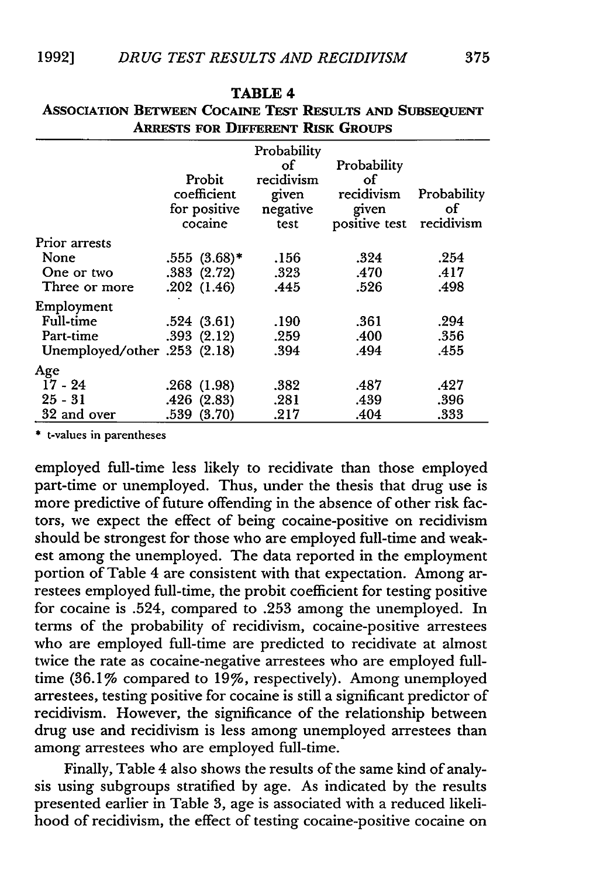**TABLE 4**

**Association Between Cocaine Test Results and Subsequent Arrests for Different Risk Groups**

| | Probit coefficient for positive cocaine | Probability of recidivism given negative test | Probability of recidivism given positive test | Probability of recidivism |
|---|---|---|---|---|
| Prior arrests | | | | |
| None | .555 (3.68)* | .156 | .324 | .254 |
| One or two | .383 (2.72) | .323 | .470 | .417 |
| Three or more | .202 (1.46) | .445 | .526 | .498 |
| Employment | | | | |
| Full-time | .524 (3.61) | .190 | .361 | .294 |
| Part-time | .393 (2.12) | .259 | .400 | .356 |
| Unemployed/other | .253 (2.18) | .394 | .494 | .455 |
| Age | | | | |
| 17 - 24 | .268 (1.98) | .382 | .487 | .427 |
| 25 - 31 | .426 (2.83) | .281 | .439 | .396 |
| 32 and over | .539 (3.70) | .217 | .404 | .333 |

\* t-values in parentheses

employed full-time less likely to recidivate than those employed part-time or unemployed. Thus, under the thesis that drug use is more predictive of future offending in the absence of other risk factors, we expect the effect of being cocaine-positive on recidivism should be strongest for those who are employed full-time and weakest among the unemployed. The data reported in the employment portion of Table 4 are consistent with that expectation. Among arrestees employed full-time, the probit coefficient for testing positive for cocaine is .524, compared to .253 among the unemployed. In terms of the probability of recidivism, cocaine-positive arrestees who are employed full-time are predicted to recidivate at almost twice the rate as cocaine-negative arrestees who are employed full-time (36.1% compared to 19%, respectively). Among unemployed arrestees, testing positive for cocaine is still a significant predictor of recidivism. However, the significance of the relationship between drug use and recidivism is less among unemployed arrestees than among arrestees who are employed full-time.

Finally, Table 4 also shows the results of the same kind of analysis using subgroups stratified by age. As indicated by the results presented earlier in Table 3, age is associated with a reduced likelihood of recidivism, the effect of testing cocaine-positive cocaine on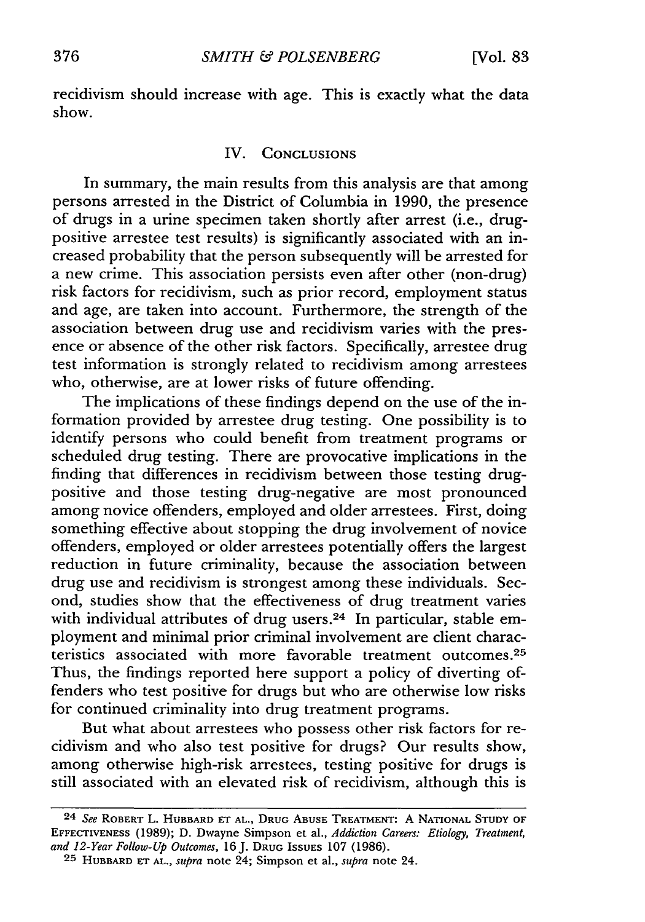recidivism should increase with age. This is exactly what the data show.

## IV. Conclusions

In summary, the main results from this analysis are that among persons arrested in the District of Columbia in 1990, the presence of drugs in a urine specimen taken shortly after arrest (i.e., drug-positive arrestee test results) is significantly associated with an increased probability that the person subsequently will be arrested for a new crime. This association persists even after other (non-drug) risk factors for recidivism, such as prior record, employment status and age, are taken into account. Furthermore, the strength of the association between drug use and recidivism varies with the presence or absence of the other risk factors. Specifically, arrestee drug test information is strongly related to recidivism among arrestees who, otherwise, are at lower risks of future offending.

The implications of these findings depend on the use of the information provided by arrestee drug testing. One possibility is to identify persons who could benefit from treatment programs or scheduled drug testing. There are provocative implications in the finding that differences in recidivism between those testing drug-positive and those testing drug-negative are most pronounced among novice offenders, employed and older arrestees. First, doing something effective about stopping the drug involvement of novice offenders, employed or older arrestees potentially offers the largest reduction in future criminality, because the association between drug use and recidivism is strongest among these individuals. Second, studies show that the effectiveness of drug treatment varies with individual attributes of drug users.[24] In particular, stable employment and minimal prior criminal involvement are client characteristics associated with more favorable treatment outcomes.[25] Thus, the findings reported here support a policy of diverting offenders who test positive for drugs but who are otherwise low risks for continued criminality into drug treatment programs.

But what about arrestees who possess other risk factors for recidivism and who also test positive for drugs? Our results show, among otherwise high-risk arrestees, testing positive for drugs is still associated with an elevated risk of recidivism, although this is

---

[24] *See* Robert L. Hubbard et al., Drug Abuse Treatment: A National Study of Effectiveness (1989); D. Dwayne Simpson et al., *Addiction Careers: Etiology, Treatment, and 12-Year Follow-Up Outcomes*, 16 J. Drug Issues 107 (1986).

[25] Hubbard et al., *supra* note 24; Simpson et al., *supra* note 24.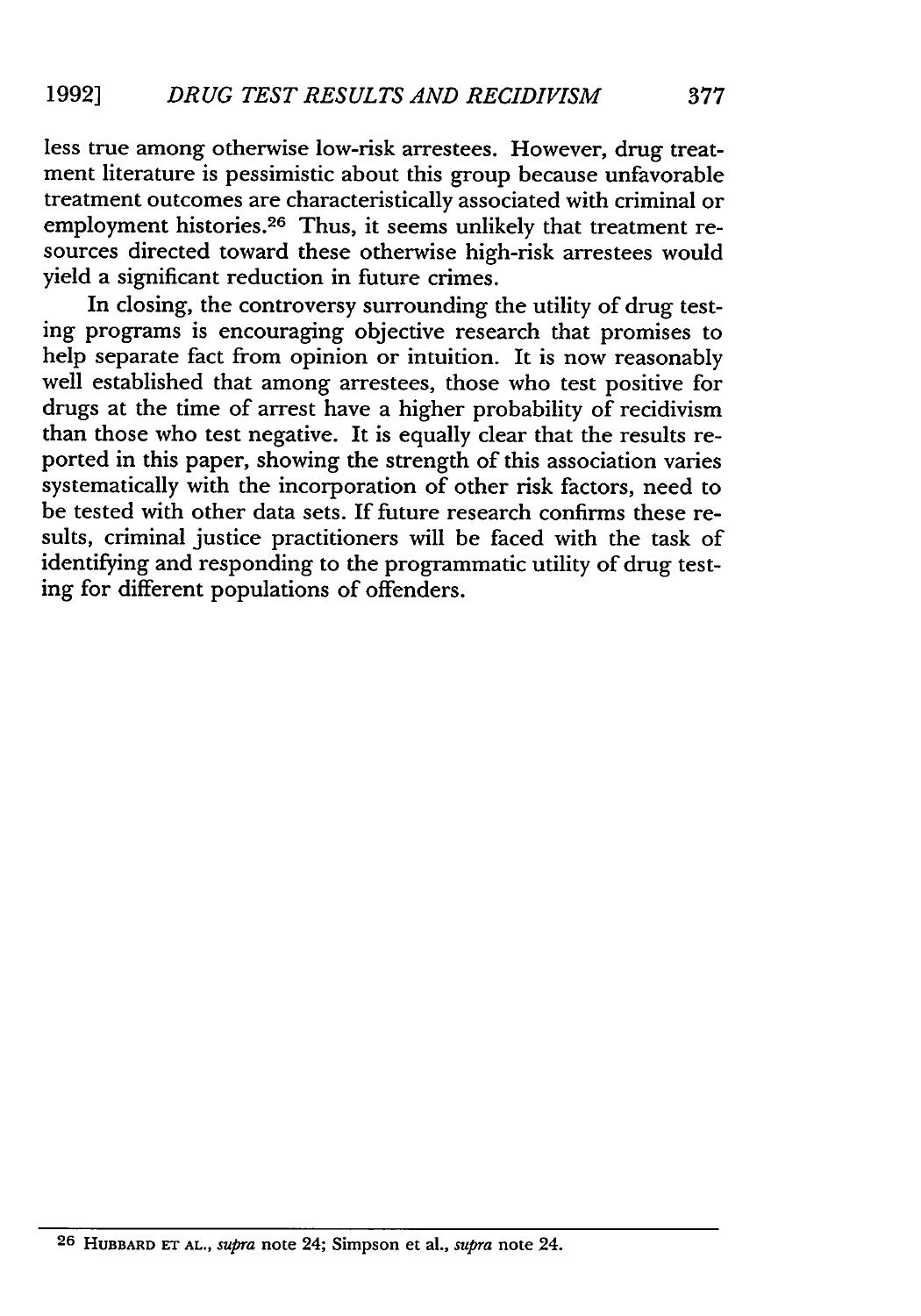less true among otherwise low-risk arrestees. However, drug treatment literature is pessimistic about this group because unfavorable treatment outcomes are characteristically associated with criminal or employment histories.[26] Thus, it seems unlikely that treatment resources directed toward these otherwise high-risk arrestees would yield a significant reduction in future crimes.

In closing, the controversy surrounding the utility of drug testing programs is encouraging objective research that promises to help separate fact from opinion or intuition. It is now reasonably well established that among arrestees, those who test positive for drugs at the time of arrest have a higher probability of recidivism than those who test negative. It is equally clear that the results reported in this paper, showing the strength of this association varies systematically with the incorporation of other risk factors, need to be tested with other data sets. If future research confirms these results, criminal justice practitioners will be faced with the task of identifying and responding to the programmatic utility of drug testing for different populations of offenders.

---

[26] HUBBARD ET AL., *supra* note 24; Simpson et al., *supra* note 24.